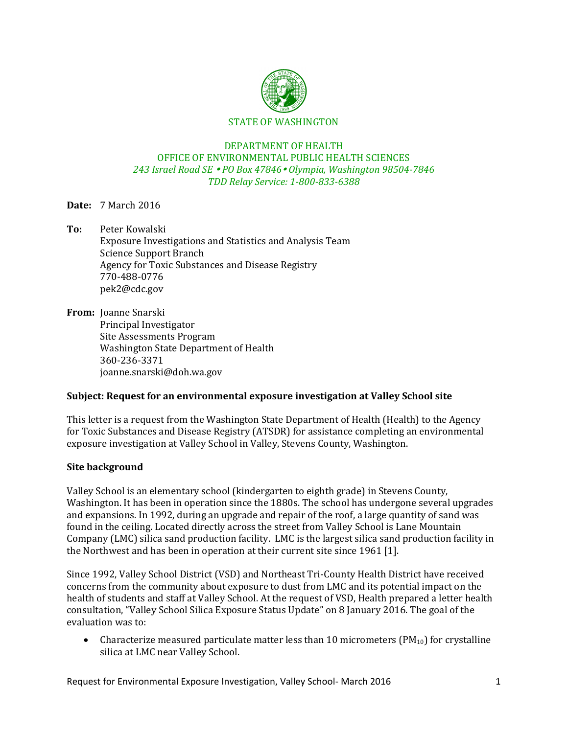STATE OF WASHINGTON

DEPARTMENT OF HEALTH
OFFICE OF ENVIRONMENTAL PUBLIC HEALTH SCIENCES
*243 Israel Road SE • PO Box 47846 • Olympia, Washington 98504-7846*
*TDD Relay Service: 1-800-833-6388*

**Date:** 7 March 2016

**To:** Peter Kowalski
Exposure Investigations and Statistics and Analysis Team
Science Support Branch
Agency for Toxic Substances and Disease Registry
770-488-0776
pek2@cdc.gov

**From:** Joanne Snarski
Principal Investigator
Site Assessments Program
Washington State Department of Health
360-236-3371
joanne.snarski@doh.wa.gov

**Subject: Request for an environmental exposure investigation at Valley School site**

This letter is a request from the Washington State Department of Health (Health) to the Agency for Toxic Substances and Disease Registry (ATSDR) for assistance completing an environmental exposure investigation at Valley School in Valley, Stevens County, Washington.

**Site background**

Valley School is an elementary school (kindergarten to eighth grade) in Stevens County, Washington. It has been in operation since the 1880s. The school has undergone several upgrades and expansions. In 1992, during an upgrade and repair of the roof, a large quantity of sand was found in the ceiling. Located directly across the street from Valley School is Lane Mountain Company (LMC) silica sand production facility. LMC is the largest silica sand production facility in the Northwest and has been in operation at their current site since 1961 [1].

Since 1992, Valley School District (VSD) and Northeast Tri-County Health District have received concerns from the community about exposure to dust from LMC and its potential impact on the health of students and staff at Valley School. At the request of VSD, Health prepared a letter health consultation, "Valley School Silica Exposure Status Update" on 8 January 2016. The goal of the evaluation was to:

- Characterize measured particulate matter less than 10 micrometers ($PM_{10}$) for crystalline silica at LMC near Valley School.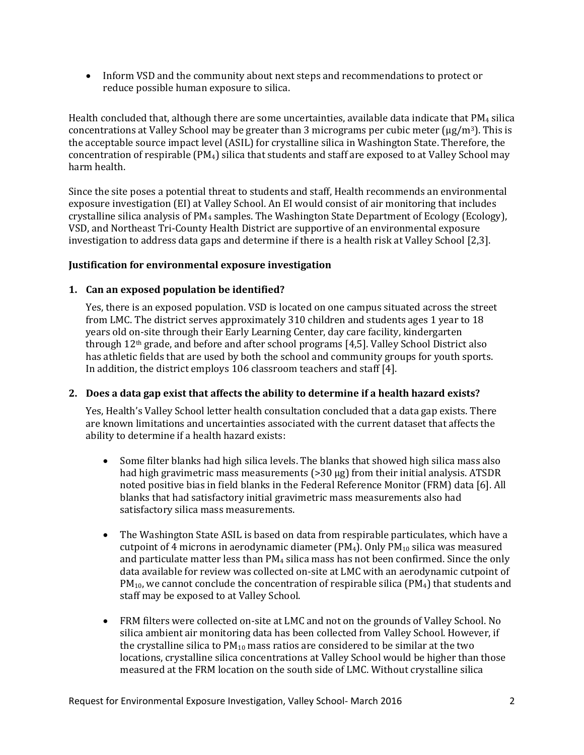- Inform VSD and the community about next steps and recommendations to protect or reduce possible human exposure to silica.

Health concluded that, although there are some uncertainties, available data indicate that $PM_4$ silica concentrations at Valley School may be greater than 3 micrograms per cubic meter ($\mu g/m^3$). This is the acceptable source impact level (ASIL) for crystalline silica in Washington State. Therefore, the concentration of respirable ($PM_4$) silica that students and staff are exposed to at Valley School may harm health.

Since the site poses a potential threat to students and staff, Health recommends an environmental exposure investigation (EI) at Valley School. An EI would consist of air monitoring that includes crystalline silica analysis of $PM_4$ samples. The Washington State Department of Ecology (Ecology), VSD, and Northeast Tri-County Health District are supportive of an environmental exposure investigation to address data gaps and determine if there is a health risk at Valley School [2,3].

**Justification for environmental exposure investigation**

1. **Can an exposed population be identified?**

   Yes, there is an exposed population. VSD is located on one campus situated across the street from LMC. The district serves approximately 310 children and students ages 1 year to 18 years old on-site through their Early Learning Center, day care facility, kindergarten through 12th grade, and before and after school programs [4,5]. Valley School District also has athletic fields that are used by both the school and community groups for youth sports. In addition, the district employs 106 classroom teachers and staff [4].

2. **Does a data gap exist that affects the ability to determine if a health hazard exists?**

   Yes, Health's Valley School letter health consultation concluded that a data gap exists. There are known limitations and uncertainties associated with the current dataset that affects the ability to determine if a health hazard exists:

   - Some filter blanks had high silica levels. The blanks that showed high silica mass also had high gravimetric mass measurements (>30 μg) from their initial analysis. ATSDR noted positive bias in field blanks in the Federal Reference Monitor (FRM) data [6]. All blanks that had satisfactory initial gravimetric mass measurements also had satisfactory silica mass measurements.

   - The Washington State ASIL is based on data from respirable particulates, which have a cutpoint of 4 microns in aerodynamic diameter ($PM_4$). Only $PM_{10}$ silica was measured and particulate matter less than $PM_4$ silica mass has not been confirmed. Since the only data available for review was collected on-site at LMC with an aerodynamic cutpoint of $PM_{10}$, we cannot conclude the concentration of respirable silica ($PM_4$) that students and staff may be exposed to at Valley School.

   - FRM filters were collected on-site at LMC and not on the grounds of Valley School. No silica ambient air monitoring data has been collected from Valley School. However, if the crystalline silica to $PM_{10}$ mass ratios are considered to be similar at the two locations, crystalline silica concentrations at Valley School would be higher than those measured at the FRM location on the south side of LMC. Without crystalline silica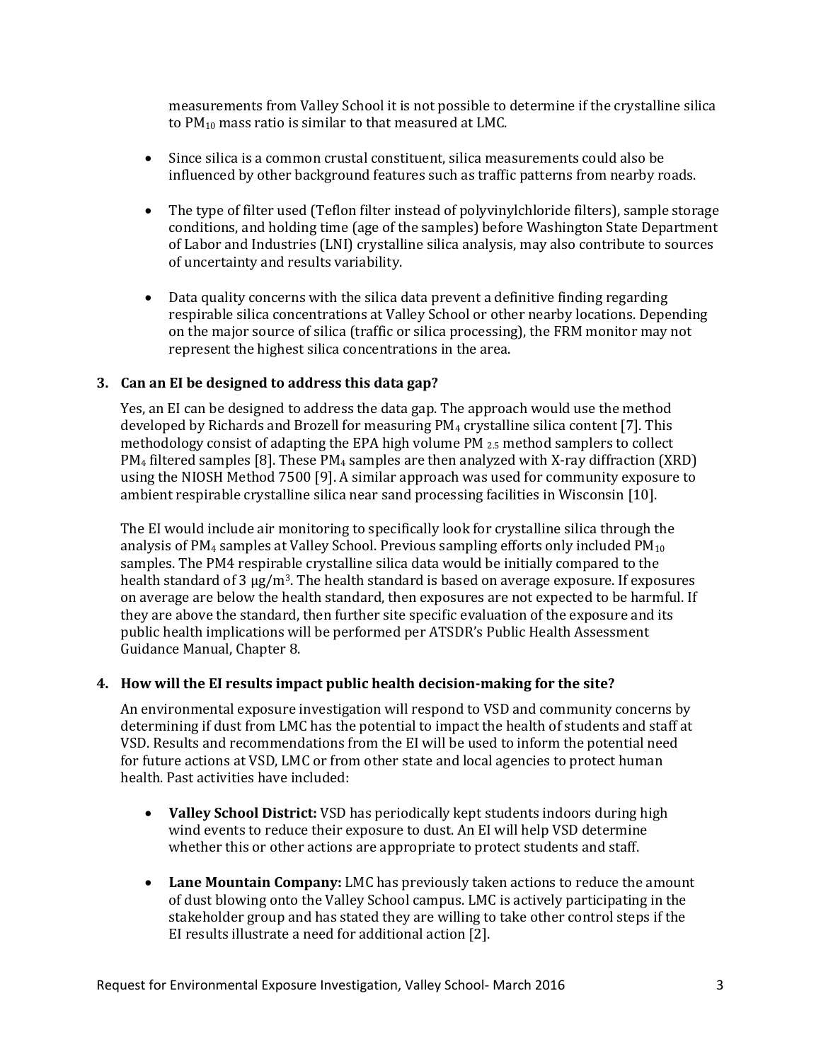measurements from Valley School it is not possible to determine if the crystalline silica to $PM_{10}$ mass ratio is similar to that measured at LMC.

- Since silica is a common crustal constituent, silica measurements could also be influenced by other background features such as traffic patterns from nearby roads.

- The type of filter used (Teflon filter instead of polyvinylchloride filters), sample storage conditions, and holding time (age of the samples) before Washington State Department of Labor and Industries (LNI) crystalline silica analysis, may also contribute to sources of uncertainty and results variability.

- Data quality concerns with the silica data prevent a definitive finding regarding respirable silica concentrations at Valley School or other nearby locations. Depending on the major source of silica (traffic or silica processing), the FRM monitor may not represent the highest silica concentrations in the area.

### 3. Can an EI be designed to address this data gap?

Yes, an EI can be designed to address the data gap. The approach would use the method developed by Richards and Brozell for measuring $PM_4$ crystalline silica content [7]. This methodology consist of adapting the EPA high volume $PM_{2.5}$ method samplers to collect $PM_4$ filtered samples [8]. These $PM_4$ samples are then analyzed with X-ray diffraction (XRD) using the NIOSH Method 7500 [9]. A similar approach was used for community exposure to ambient respirable crystalline silica near sand processing facilities in Wisconsin [10].

The EI would include air monitoring to specifically look for crystalline silica through the analysis of $PM_4$ samples at Valley School. Previous sampling efforts only included $PM_{10}$ samples. The PM4 respirable crystalline silica data would be initially compared to the health standard of 3 $\mu g/m^3$. The health standard is based on average exposure. If exposures on average are below the health standard, then exposures are not expected to be harmful. If they are above the standard, then further site specific evaluation of the exposure and its public health implications will be performed per ATSDR's Public Health Assessment Guidance Manual, Chapter 8.

### 4. How will the EI results impact public health decision-making for the site?

An environmental exposure investigation will respond to VSD and community concerns by determining if dust from LMC has the potential to impact the health of students and staff at VSD. Results and recommendations from the EI will be used to inform the potential need for future actions at VSD, LMC or from other state and local agencies to protect human health. Past activities have included:

- **Valley School District:** VSD has periodically kept students indoors during high wind events to reduce their exposure to dust. An EI will help VSD determine whether this or other actions are appropriate to protect students and staff.

- **Lane Mountain Company:** LMC has previously taken actions to reduce the amount of dust blowing onto the Valley School campus. LMC is actively participating in the stakeholder group and has stated they are willing to take other control steps if the EI results illustrate a need for additional action [2].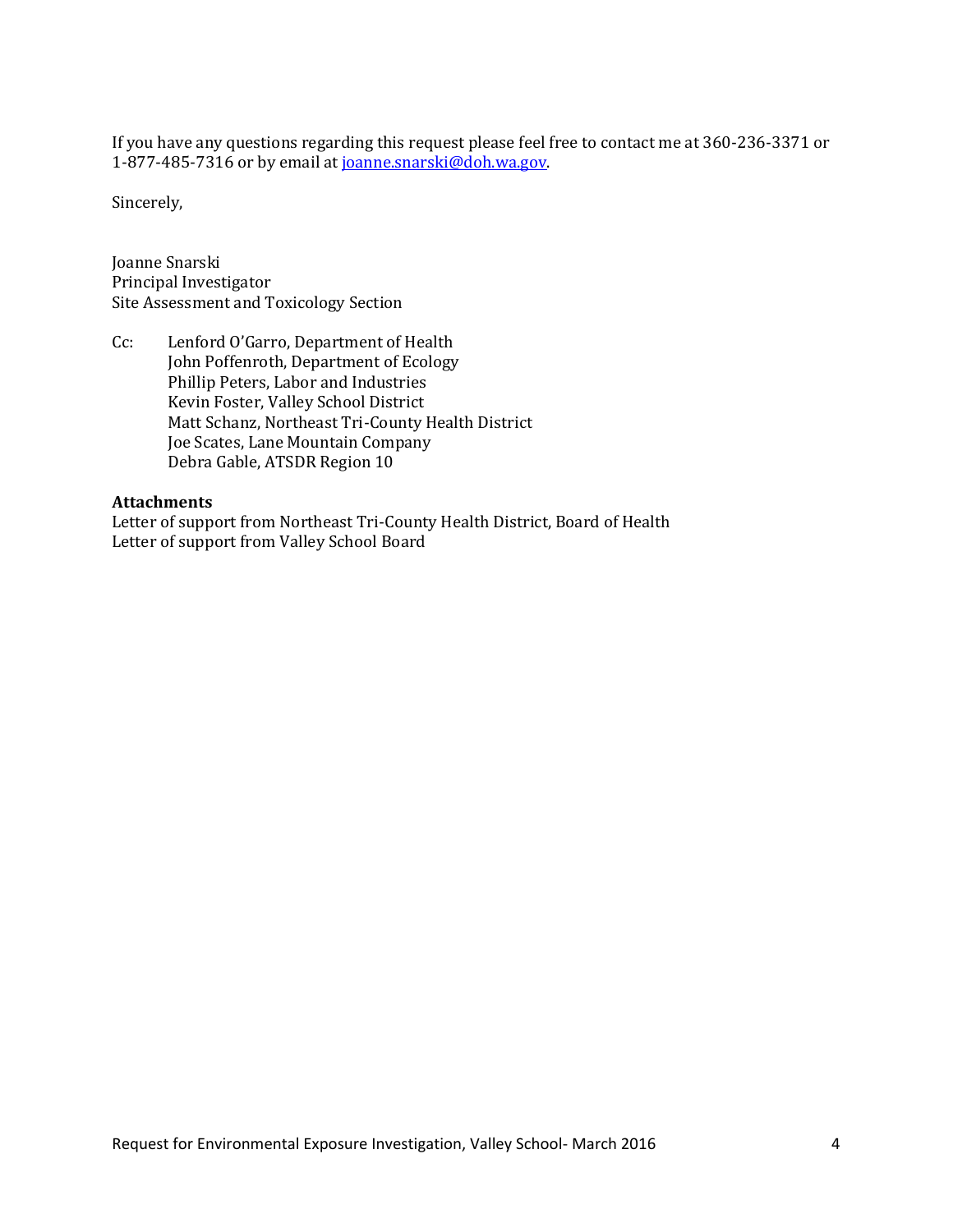If you have any questions regarding this request please feel free to contact me at 360-236-3371 or 1-877-485-7316 or by email at joanne.snarski@doh.wa.gov.

Sincerely,

Joanne Snarski
Principal Investigator
Site Assessment and Toxicology Section

Cc: Lenford O'Garro, Department of Health
John Poffenroth, Department of Ecology
Phillip Peters, Labor and Industries
Kevin Foster, Valley School District
Matt Schanz, Northeast Tri-County Health District
Joe Scates, Lane Mountain Company
Debra Gable, ATSDR Region 10

**Attachments**
Letter of support from Northeast Tri-County Health District, Board of Health
Letter of support from Valley School Board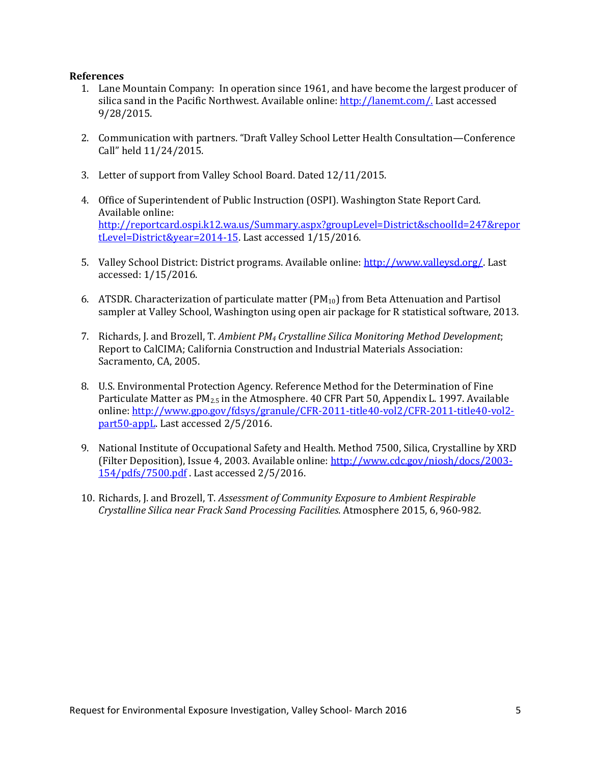**References**

1. Lane Mountain Company: In operation since 1961, and have become the largest producer of silica sand in the Pacific Northwest. Available online: http://lanemt.com/. Last accessed 9/28/2015.

2. Communication with partners. "Draft Valley School Letter Health Consultation—Conference Call" held 11/24/2015.

3. Letter of support from Valley School Board. Dated 12/11/2015.

4. Office of Superintendent of Public Instruction (OSPI). Washington State Report Card. Available online: http://reportcard.ospi.k12.wa.us/Summary.aspx?groupLevel=District&schoolId=247&reportLevel=District&year=2014-15. Last accessed 1/15/2016.

5. Valley School District: District programs. Available online: http://www.valleysd.org/. Last accessed: 1/15/2016.

6. ATSDR. Characterization of particulate matter ($PM_{10}$) from Beta Attenuation and Partisol sampler at Valley School, Washington using open air package for R statistical software, 2013.

7. Richards, J. and Brozell, T. *Ambient $PM_4$ Crystalline Silica Monitoring Method Development*; Report to CalCIMA; California Construction and Industrial Materials Association: Sacramento, CA, 2005.

8. U.S. Environmental Protection Agency. Reference Method for the Determination of Fine Particulate Matter as $PM_{2.5}$ in the Atmosphere. 40 CFR Part 50, Appendix L. 1997. Available online: http://www.gpo.gov/fdsys/granule/CFR-2011-title40-vol2/CFR-2011-title40-vol2-part50-appL. Last accessed 2/5/2016.

9. National Institute of Occupational Safety and Health. Method 7500, Silica, Crystalline by XRD (Filter Deposition), Issue 4, 2003. Available online: http://www.cdc.gov/niosh/docs/2003-154/pdfs/7500.pdf . Last accessed 2/5/2016.

10. Richards, J. and Brozell, T. *Assessment of Community Exposure to Ambient Respirable Crystalline Silica near Frack Sand Processing Facilities*. Atmosphere 2015, 6, 960-982.